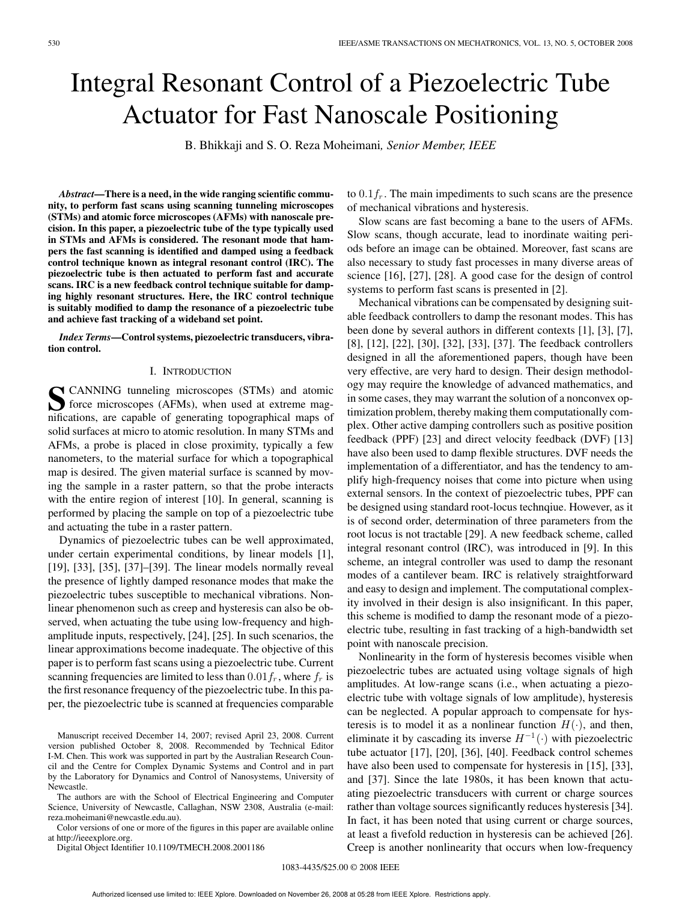# Integral Resonant Control of a Piezoelectric Tube Actuator for Fast Nanoscale Positioning

B. Bhikkaji and S. O. Reza Moheimani, *Senior Member, IEEE*

***Abstract*—There is a need, in the wide ranging scientific community, to perform fast scans using scanning tunneling microscopes (STMs) and atomic force microscopes (AFMs) with nanoscale precision. In this paper, a piezoelectric tube of the type typically used in STMs and AFMs is considered. The resonant mode that hampers the fast scanning is identified and damped using a feedback control technique known as integral resonant control (IRC). The piezoelectric tube is then actuated to perform fast and accurate scans. IRC is a new feedback control technique suitable for damping highly resonant structures. Here, the IRC control technique is suitably modified to damp the resonance of a piezoelectric tube and achieve fast tracking of a wideband set point.**

***Index Terms*—Control systems, piezoelectric transducers, vibration control.**

## I. Introduction

Scanning tunneling microscopes (STMs) and atomic force microscopes (AFMs), when used at extreme magnifications, are capable of generating topographical maps of solid surfaces at micro to atomic resolution. In many STMs and AFMs, a probe is placed in close proximity, typically a few nanometers, to the material surface for which a topographical map is desired. The given material surface is scanned by moving the sample in a raster pattern, so that the probe interacts with the entire region of interest [10]. In general, scanning is performed by placing the sample on top of a piezoelectric tube and actuating the tube in a raster pattern.

Dynamics of piezoelectric tubes can be well approximated, under certain experimental conditions, by linear models [1], [19], [33], [35], [37]–[39]. The linear models normally reveal the presence of lightly damped resonance modes that make the piezoelectric tubes susceptible to mechanical vibrations. Nonlinear phenomenon such as creep and hysteresis can also be observed, when actuating the tube using low-frequency and high-amplitude inputs, respectively, [24], [25]. In such scenarios, the linear approximations become inadequate. The objective of this paper is to perform fast scans using a piezoelectric tube. Current scanning frequencies are limited to less than $0.01f_r$, where $f_r$ is the first resonance frequency of the piezoelectric tube. In this paper, the piezoelectric tube is scanned at frequencies comparable to $0.1f_r$. The main impediments to such scans are the presence of mechanical vibrations and hysteresis.

Slow scans are fast becoming a bane to the users of AFMs. Slow scans, though accurate, lead to inordinate waiting periods before an image can be obtained. Moreover, fast scans are also necessary to study fast processes in many diverse areas of science [16], [27], [28]. A good case for the design of control systems to perform fast scans is presented in [2].

Mechanical vibrations can be compensated by designing suitable feedback controllers to damp the resonant modes. This has been done by several authors in different contexts [1], [3], [7], [8], [12], [22], [30], [32], [33], [37]. The feedback controllers designed in all the aforementioned papers, though have been very effective, are very hard to design. Their design methodology may require the knowledge of advanced mathematics, and in some cases, they may warrant the solution of a nonconvex optimization problem, thereby making them computationally complex. Other active damping controllers such as positive position feedback (PPF) [23] and direct velocity feedback (DVF) [13] have also been used to damp flexible structures. DVF needs the implementation of a differentiator, and has the tendency to amplify high-frequency noises that come into picture when using external sensors. In the context of piezoelectric tubes, PPF can be designed using standard root-locus technqiue. However, as it is of second order, determination of three parameters from the root locus is not tractable [29]. A new feedback scheme, called integral resonant control (IRC), was introduced in [9]. In this scheme, an integral controller was used to damp the resonant modes of a cantilever beam. IRC is relatively straightforward and easy to design and implement. The computational complexity involved in their design is also insignificant. In this paper, this scheme is modified to damp the resonant mode of a piezoelectric tube, resulting in fast tracking of a high-bandwidth set point with nanoscale precision.

Nonlinearity in the form of hysteresis becomes visible when piezoelectric tubes are actuated using voltage signals of high amplitudes. At low-range scans (i.e., when actuating a piezoelectric tube with voltage signals of low amplitude), hysteresis can be neglected. A popular approach to compensate for hysteresis is to model it as a nonlinear function $H(\cdot)$, and then, eliminate it by cascading its inverse $H^{-1}(\cdot)$ with piezoelectric tube actuator [17], [20], [36], [40]. Feedback control schemes have also been used to compensate for hysteresis in [15], [33], and [37]. Since the late 1980s, it has been known that actuating piezoelectric transducers with current or charge sources rather than voltage sources significantly reduces hysteresis [34]. In fact, it has been noted that using current or charge sources, at least a fivefold reduction in hysteresis can be achieved [26]. Creep is another nonlinearity that occurs when low-frequency

Manuscript received December 14, 2007; revised April 23, 2008. Current version published October 8, 2008. Recommended by Technical Editor I-M. Chen. This work was supported in part by the Australian Research Council and the Centre for Complex Dynamic Systems and Control and in part by the Laboratory for Dynamics and Control of Nanosystems, University of Newcastle.

The authors are with the School of Electrical Engineering and Computer Science, University of Newcastle, Callaghan, NSW 2308, Australia (e-mail: reza.moheimani@newcastle.edu.au).

Color versions of one or more of the figures in this paper are available online at http://ieeexplore.org.

Digital Object Identifier 10.1109/TMECH.2008.2001186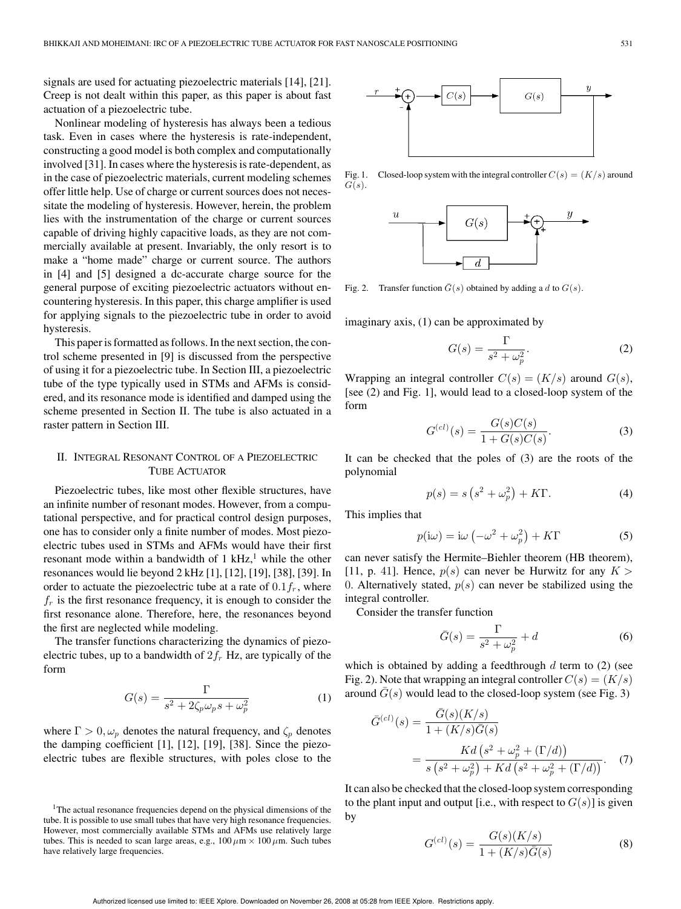signals are used for actuating piezoelectric materials [14], [21]. Creep is not dealt within this paper, as this paper is about fast actuation of a piezoelectric tube.

Nonlinear modeling of hysteresis has always been a tedious task. Even in cases where the hysteresis is rate-independent, constructing a good model is both complex and computationally involved [31]. In cases where the hysteresis is rate-dependent, as in the case of piezoelectric materials, current modeling schemes offer little help. Use of charge or current sources does not necessitate the modeling of hysteresis. However, herein, the problem lies with the instrumentation of the charge or current sources capable of driving highly capacitive loads, as they are not commercially available at present. Invariably, the only resort is to make a "home made" charge or current source. The authors in [4] and [5] designed a dc-accurate charge source for the general purpose of exciting piezoelectric actuators without encountering hysteresis. In this paper, this charge amplifier is used for applying signals to the piezoelectric tube in order to avoid hysteresis.

This paper is formatted as follows. In the next section, the control scheme presented in [9] is discussed from the perspective of using it for a piezoelectric tube. In Section III, a piezoelectric tube of the type typically used in STMs and AFMs is considered, and its resonance mode is identified and damped using the scheme presented in Section II. The tube is also actuated in a raster pattern in Section III.

## II. Integral Resonant Control of a Piezoelectric Tube Actuator

Piezoelectric tubes, like most other flexible structures, have an infinite number of resonant modes. However, from a computational perspective, and for practical control design purposes, one has to consider only a finite number of modes. Most piezoelectric tubes used in STMs and AFMs would have their first resonant mode within a bandwidth of 1 kHz,[1] while the other resonances would lie beyond 2 kHz [1], [12], [19], [38], [39]. In order to actuate the piezoelectric tube at a rate of $0.1f_r$, where $f_r$ is the first resonance frequency, it is enough to consider the first resonance alone. Therefore, here, the resonances beyond the first are neglected while modeling.

The transfer functions characterizing the dynamics of piezoelectric tubes, up to a bandwidth of $2f_r$ Hz, are typically of the form

$$G(s) = \frac{\Gamma}{s^2 + 2\zeta_p \omega_p s + \omega_p^2} \tag{1}$$

where $\Gamma > 0, \omega_p$ denotes the natural frequency, and $\zeta_p$ denotes the damping coefficient [1], [12], [19], [38]. Since the piezoelectric tubes are flexible structures, with poles close to the imaginary axis, (1) can be approximated by

$$G(s) = \frac{\Gamma}{s^2 + \omega_p^2}. \tag{2}$$

Wrapping an integral controller $C(s) = (K/s)$ around $G(s)$, [see (2) and Fig. 1], would lead to a closed-loop system of the form

$$G^{(cl)}(s) = \frac{G(s)C(s)}{1 + G(s)C(s)}. \tag{3}$$

It can be checked that the poles of (3) are the roots of the polynomial

$$p(s) = s\left(s^2 + \omega_p^2\right) + K\Gamma. \tag{4}$$

This implies that

$$p(\mathrm{i}\omega) = \mathrm{i}\omega\left(-\omega^2 + \omega_p^2\right) + K\Gamma \tag{5}$$

can never satisfy the Hermite–Biehler theorem (HB theorem), [11, p. 41]. Hence, $p(s)$ can never be Hurwitz for any $K > 0$. Alternatively stated, $p(s)$ can never be stabilized using the integral controller.

Consider the transfer function

$$\bar{G}(s) = \frac{\Gamma}{s^2 + \omega_p^2} + d \tag{6}$$

which is obtained by adding a feedthrough $d$ term to (2) (see Fig. 2). Note that wrapping an integral controller $C(s) = (K/s)$ around $\bar{G}(s)$ would lead to the closed-loop system (see Fig. 3)

$$\bar{G}^{(cl)}(s) = \frac{\bar{G}(s)(K/s)}{1 + (K/s)\bar{G}(s)} = \frac{Kd\left(s^2 + \omega_p^2 + (\Gamma/d)\right)}{s\left(s^2 + \omega_p^2\right) + Kd\left(s^2 + \omega_p^2 + (\Gamma/d)\right)}. \tag{7}$$

It can also be checked that the closed-loop system corresponding to the plant input and output [i.e., with respect to $G(s)$] is given by

$$G^{(cl)}(s) = \frac{G(s)(K/s)}{1 + (K/s)\bar{G}(s)} \tag{8}$$

Fig. 1. Closed-loop system with the integral controller $C(s) = (K/s)$ around $G(s)$.

Fig. 2. Transfer function $\bar{G}(s)$ obtained by adding a $d$ to $G(s)$.

[1]The actual resonance frequencies depend on the physical dimensions of the tube. It is possible to use small tubes that have very high resonance frequencies. However, most commercially available STMs and AFMs use relatively large tubes. This is needed to scan large areas, e.g., 100 $\mu$m × 100 $\mu$m. Such tubes have relatively large frequencies.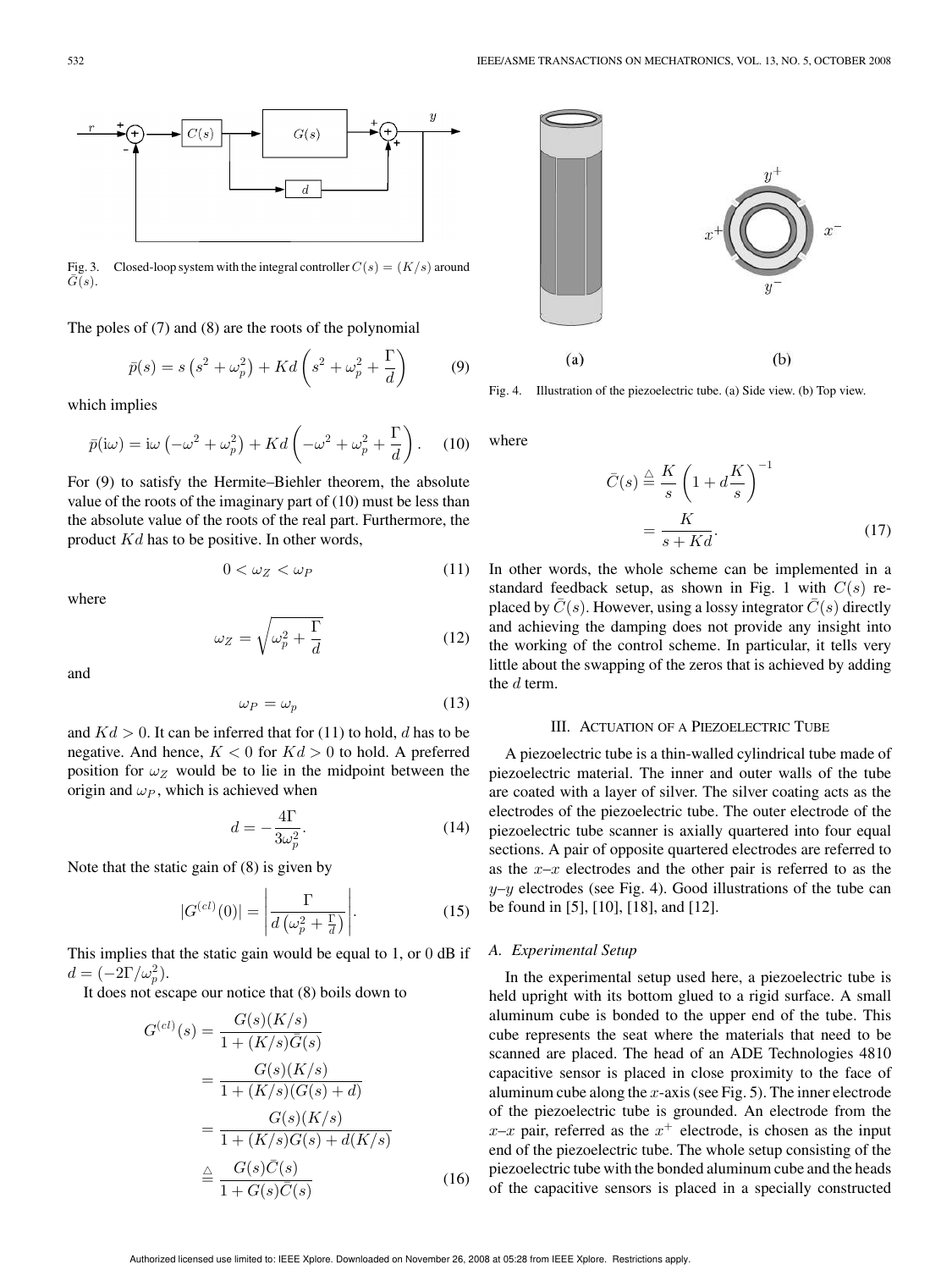Fig. 3. Closed-loop system with the integral controller $C(s) = (K/s)$ around $\bar{G}(s)$.

The poles of (7) and (8) are the roots of the polynomial

$$\bar{p}(s) = s\left(s^2 + \omega_p^2\right) + Kd\left(s^2 + \omega_p^2 + \frac{\Gamma}{d}\right) \tag{9}$$

which implies

$$\bar{p}(\mathrm{i}\omega) = \mathrm{i}\omega\left(-\omega^2 + \omega_p^2\right) + Kd\left(-\omega^2 + \omega_p^2 + \frac{\Gamma}{d}\right). \tag{10}$$

For (9) to satisfy the Hermite–Biehler theorem, the absolute value of the roots of the imaginary part of (10) must be less than the absolute value of the roots of the real part. Furthermore, the product $Kd$ has to be positive. In other words,

$$0 < \omega_Z < \omega_P \tag{11}$$

where

$$\omega_Z = \sqrt{\omega_p^2 + \frac{\Gamma}{d}} \tag{12}$$

and

$$\omega_P = \omega_p \tag{13}$$

and $Kd > 0$. It can be inferred that for (11) to hold, $d$ has to be negative. And hence, $K < 0$ for $Kd > 0$ to hold. A preferred position for $\omega_Z$ would be to lie in the midpoint between the origin and $\omega_P$, which is achieved when

$$d = -\frac{4\Gamma}{3\omega_p^2}. \tag{14}$$

Note that the static gain of (8) is given by

$$|G^{(cl)}(0)| = \left|\frac{\Gamma}{d\left(\omega_p^2 + \frac{\Gamma}{d}\right)}\right|. \tag{15}$$

This implies that the static gain would be equal to 1, or 0 dB if $d = (-2\Gamma/\omega_p^2)$.

It does not escape our notice that (8) boils down to

$$\begin{aligned} G^{(cl)}(s) &= \frac{G(s)(K/s)}{1 + (K/s)\bar{G}(s)} \\ &= \frac{G(s)(K/s)}{1 + (K/s)(G(s) + d)} \\ &= \frac{G(s)(K/s)}{1 + (K/s)G(s) + d(K/s)} \\ &\triangleq \frac{G(s)\bar{C}(s)}{1 + G(s)\bar{C}(s)} \end{aligned} \tag{16}$$

Fig. 4. Illustration of the piezoelectric tube. (a) Side view. (b) Top view.

where

$$\begin{aligned} \bar{C}(s) &\triangleq \frac{K}{s}\left(1 + d\frac{K}{s}\right)^{-1} \\ &= \frac{K}{s + Kd}. \end{aligned} \tag{17}$$

In other words, the whole scheme can be implemented in a standard feedback setup, as shown in Fig. 1 with $C(s)$ replaced by $\bar{C}(s)$. However, using a lossy integrator $\bar{C}(s)$ directly and achieving the damping does not provide any insight into the working of the control scheme. In particular, it tells very little about the swapping of the zeros that is achieved by adding the $d$ term.

## III. Actuation of a Piezoelectric Tube

A piezoelectric tube is a thin-walled cylindrical tube made of piezoelectric material. The inner and outer walls of the tube are coated with a layer of silver. The silver coating acts as the electrodes of the piezoelectric tube. The outer electrode of the piezoelectric tube scanner is axially quartered into four equal sections. A pair of opposite quartered electrodes are referred to as the $x$–$x$ electrodes and the other pair is referred to as the $y$–$y$ electrodes (see Fig. 4). Good illustrations of the tube can be found in [5], [10], [18], and [12].

### A. Experimental Setup

In the experimental setup used here, a piezoelectric tube is held upright with its bottom glued to a rigid surface. A small aluminum cube is bonded to the upper end of the tube. This cube represents the seat where the materials that need to be scanned are placed. The head of an ADE Technologies 4810 capacitive sensor is placed in close proximity to the face of aluminum cube along the $x$-axis (see Fig. 5). The inner electrode of the piezoelectric tube is grounded. An electrode from the $x$–$x$ pair, referred as the $x^+$ electrode, is chosen as the input end of the piezoelectric tube. The whole setup consisting of the piezoelectric tube with the bonded aluminum cube and the heads of the capacitive sensors is placed in a specially constructed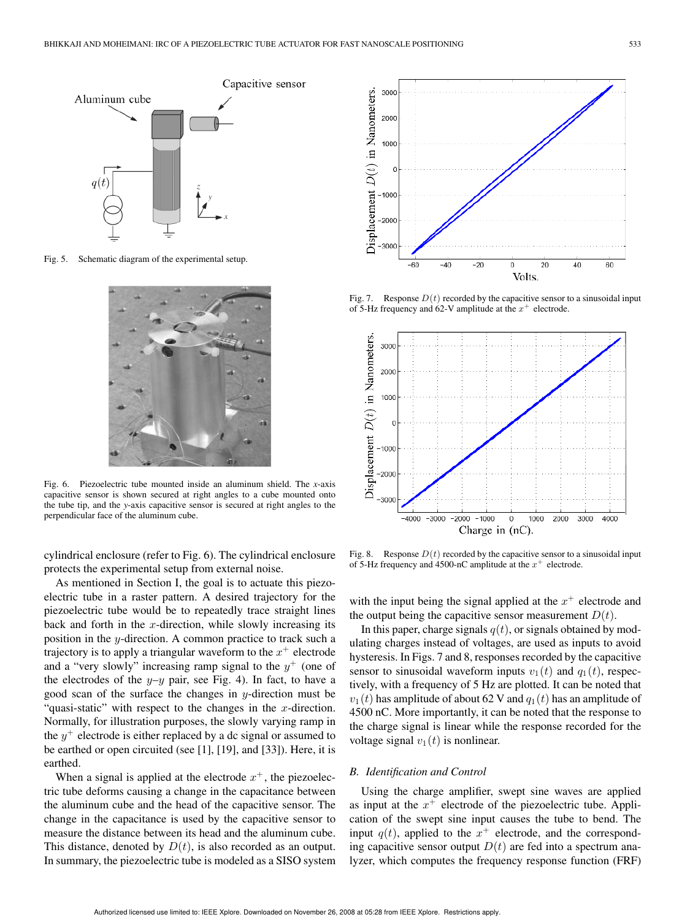Fig. 5. Schematic diagram of the experimental setup.

Fig. 6. Piezoelectric tube mounted inside an aluminum shield. The $x$-axis capacitive sensor is shown secured at right angles to a cube mounted onto the tube tip, and the $y$-axis capacitive sensor is secured at right angles to the perpendicular face of the aluminum cube.

cylindrical enclosure (refer to Fig. 6). The cylindrical enclosure protects the experimental setup from external noise.

As mentioned in Section I, the goal is to actuate this piezoelectric tube in a raster pattern. A desired trajectory for the piezoelectric tube would be to repeatedly trace straight lines back and forth in the $x$-direction, while slowly increasing its position in the $y$-direction. A common practice to track such a trajectory is to apply a triangular waveform to the $x^+$ electrode and a "very slowly" increasing ramp signal to the $y^+$ (one of the electrodes of the $y$–$y$ pair, see Fig. 4). In fact, to have a good scan of the surface the changes in $y$-direction must be "quasi-static" with respect to the changes in the $x$-direction. Normally, for illustration purposes, the slowly varying ramp in the $y^+$ electrode is either replaced by a dc signal or assumed to be earthed or open circuited (see [1], [19], and [33]). Here, it is earthed.

When a signal is applied at the electrode $x^+$, the piezoelectric tube deforms causing a change in the capacitance between the aluminum cube and the head of the capacitive sensor. The change in the capacitance is used by the capacitive sensor to measure the distance between its head and the aluminum cube. This distance, denoted by $D(t)$, is also recorded as an output. In summary, the piezoelectric tube is modeled as a SISO system

Fig. 7. Response $D(t)$ recorded by the capacitive sensor to a sinusoidal input of 5-Hz frequency and 62-V amplitude at the $x^+$ electrode.

Fig. 8. Response $D(t)$ recorded by the capacitive sensor to a sinusoidal input of 5-Hz frequency and 4500-nC amplitude at the $x^+$ electrode.

with the input being the signal applied at the $x^+$ electrode and the output being the capacitive sensor measurement $D(t)$.

In this paper, charge signals $q(t)$, or signals obtained by modulating charges instead of voltages, are used as inputs to avoid hysteresis. In Figs. 7 and 8, responses recorded by the capacitive sensor to sinusoidal waveform inputs $v_1(t)$ and $q_1(t)$, respectively, with a frequency of 5 Hz are plotted. It can be noted that $v_1(t)$ has amplitude of about 62 V and $q_1(t)$ has an amplitude of 4500 nC. More importantly, it can be noted that the response to the charge signal is linear while the response recorded for the voltage signal $v_1(t)$ is nonlinear.

### B. Identification and Control

Using the charge amplifier, swept sine waves are applied as input at the $x^+$ electrode of the piezoelectric tube. Application of the swept sine input causes the tube to bend. The input $q(t)$, applied to the $x^+$ electrode, and the corresponding capacitive sensor output $D(t)$ are fed into a spectrum analyzer, which computes the frequency response function (FRF)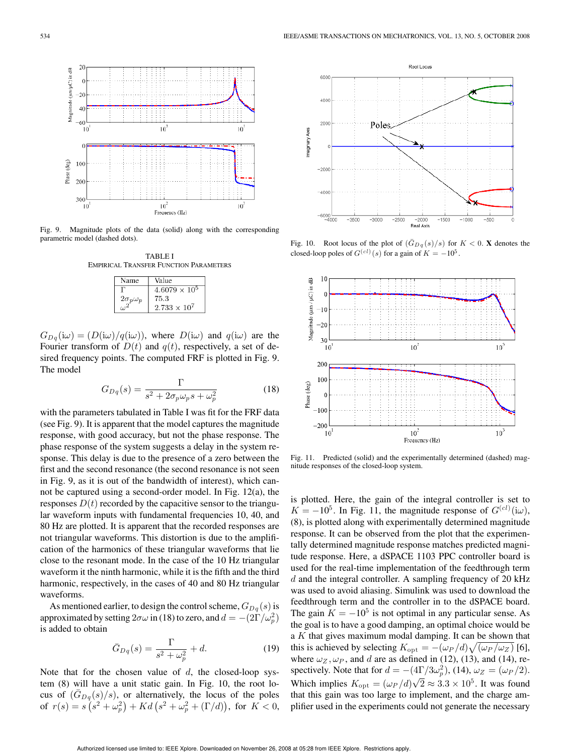Fig. 9. Magnitude plots of the data (solid) along with the corresponding parametric model (dashed dots).

TABLE I
EMPIRICAL TRANSFER FUNCTION PARAMETERS

| Name | Value |
|---|---|
| $\Gamma$ | $4.6079 \times 10^5$ |
| $2\sigma_p\omega_p$ | 75.3 |
| $\omega^2$ | $2.733 \times 10^7$ |

$G_{Dq}(\mathrm{i}\omega) = (D(\mathrm{i}\omega)/q(\mathrm{i}\omega))$, where $D(\mathrm{i}\omega)$ and $q(\mathrm{i}\omega)$ are the Fourier transform of $D(t)$ and $q(t)$, respectively, a set of desired frequency points. The computed FRF is plotted in Fig. 9. The model

$$G_{Dq}(s) = \frac{\Gamma}{s^2 + 2\sigma_p\omega_p s + \omega_p^2} \tag{18}$$

with the parameters tabulated in Table I was fit for the FRF data (see Fig. 9). It is apparent that the model captures the magnitude response, with good accuracy, but not the phase response. The phase response of the system suggests a delay in the system response. This delay is due to the presence of a zero between the first and the second resonance (the second resonance is not seen in Fig. 9, as it is out of the bandwidth of interest), which cannot be captured using a second-order model. In Fig. 12(a), the responses $D(t)$ recorded by the capacitive sensor to the triangular waveform inputs with fundamental frequencies 10, 40, and 80 Hz are plotted. It is apparent that the recorded responses are not triangular waveforms. This distortion is due to the amplification of the harmonics of these triangular waveforms that lie close to the resonant mode. In the case of the 10 Hz triangular waveform it the ninth harmonic, while it is the fifth and the third harmonic, respectively, in the cases of 40 and 80 Hz triangular waveforms.

As mentioned earlier, to design the control scheme, $G_{Dq}(s)$ is approximated by setting $2\sigma\omega$ in (18) to zero, and $d = -(2\Gamma/\omega_p^2)$ is added to obtain

$$\bar{G}_{Dq}(s) = \frac{\Gamma}{s^2 + \omega_p^2} + d. \tag{19}$$

Note that for the chosen value of $d$, the closed-loop system (8) will have a unit static gain. In Fig. 10, the root locus of $(\bar{G}_{Dq}(s)/s)$, or alternatively, the locus of the poles of $r(s) = s\left(s^2 + \omega_p^2\right) + Kd\left(s^2 + \omega_p^2 + (\Gamma/d)\right)$, for $K < 0$, is plotted. Here, the gain of the integral controller is set to $K = -10^5$. In Fig. 11, the magnitude response of $G^{(cl)}(\mathrm{i}\omega)$, (8), is plotted along with experimentally determined magnitude response. It can be observed from the plot that the experimentally determined magnitude response matches predicted magnitude response. Here, a dSPACE 1103 PPC controller board is used for the real-time implementation of the feedthrough term $d$ and the integral controller. A sampling frequency of 20 kHz was used to avoid aliasing. Simulink was used to download the feedthrough term and the controller in to the dSPACE board. The gain $K = -10^5$ is not optimal in any particular sense. As the goal is to have a good damping, an optimal choice would be a $K$ that gives maximum modal damping. It can be shown that this is achieved by selecting $K_{\mathrm{opt}} = -(\omega_P/d)\sqrt{(\omega_P/\omega_Z)}$ [6], where $\omega_Z, \omega_P$, and $d$ are as defined in (12), (13), and (14), respectively. Note that for $d = -(4\Gamma/3\omega_p^2)$, (14), $\omega_Z = (\omega_P/2)$. Which implies $K_{\mathrm{opt}} = (\omega_P/d)\sqrt{2} \approx 3.3 \times 10^5$. It was found that this gain was too large to implement, and the charge amplifier used in the experiments could not generate the necessary

Fig. 10. Root locus of the plot of $(\bar{G}_{Dq}(s)/s)$ for $K < 0$. **X** denotes the closed-loop poles of $G^{(cl)}(s)$ for a gain of $K = -10^5$.

Fig. 11. Predicted (solid) and the experimentally determined (dashed) magnitude responses of the closed-loop system.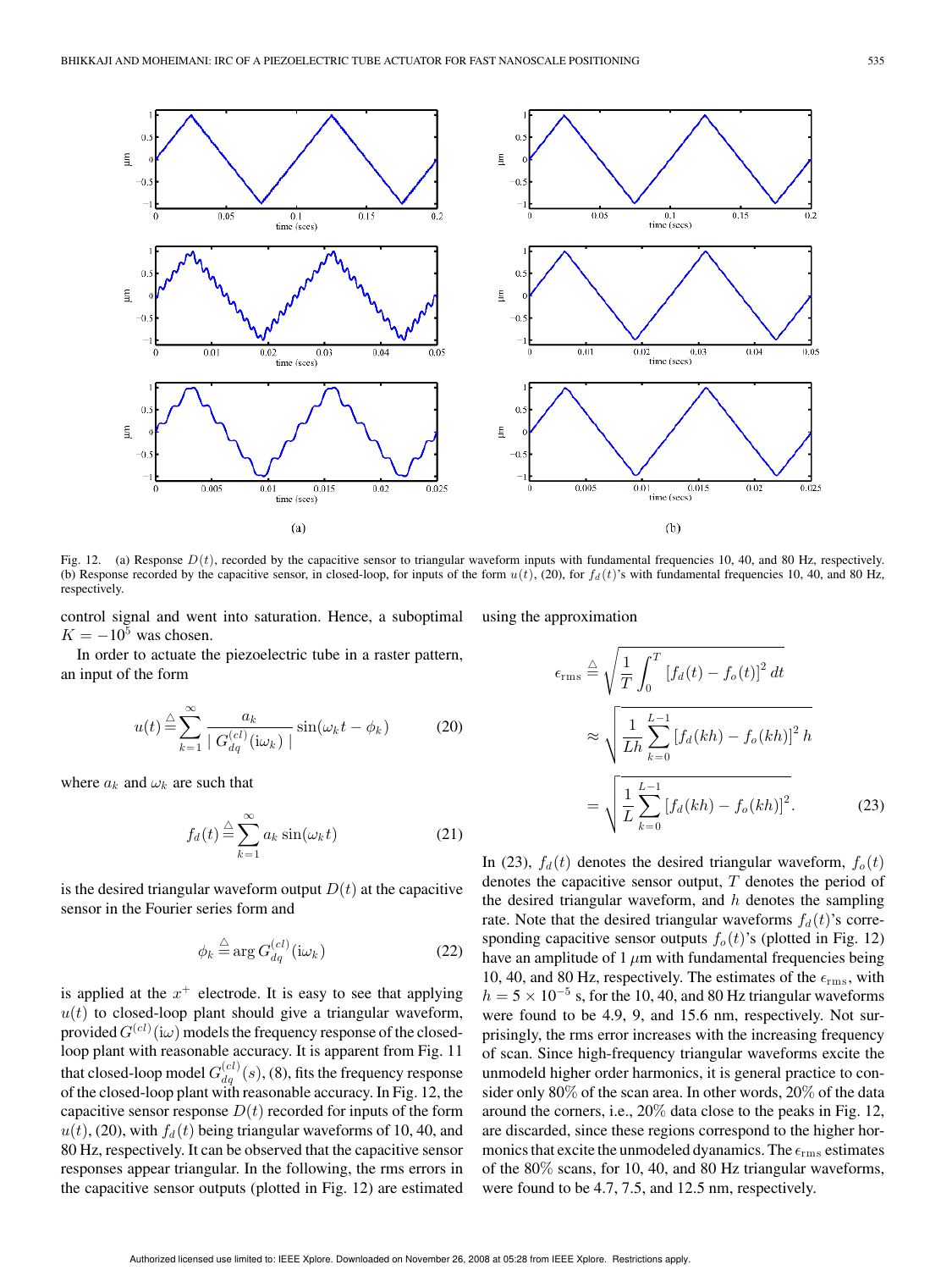Fig. 12. (a) Response $D(t)$, recorded by the capacitive sensor to triangular waveform inputs with fundamental frequencies 10, 40, and 80 Hz, respectively. (b) Response recorded by the capacitive sensor, in closed-loop, for inputs of the form $u(t)$, (20), for $f_d(t)$'s with fundamental frequencies 10, 40, and 80 Hz, respectively.

control signal and went into saturation. Hence, a suboptimal $K = -10^5$ was chosen.

In order to actuate the piezoelectric tube in a raster pattern, an input of the form

$$u(t) \triangleq \sum_{k=1}^{\infty} \frac{a_k}{\mid G_{dq}^{(cl)}(\mathrm{i}\omega_k) \mid} \sin(\omega_k t - \phi_k) \tag{20}$$

where $a_k$ and $\omega_k$ are such that

$$f_d(t) \triangleq \sum_{k=1}^{\infty} a_k \sin(\omega_k t) \tag{21}$$

is the desired triangular waveform output $D(t)$ at the capacitive sensor in the Fourier series form and

$$\phi_k \triangleq \arg G_{dq}^{(cl)}(\mathrm{i}\omega_k) \tag{22}$$

is applied at the $x^+$ electrode. It is easy to see that applying $u(t)$ to closed-loop plant should give a triangular waveform, provided $G^{(cl)}(\mathrm{i}\omega)$ models the frequency response of the closed-loop plant with reasonable accuracy. It is apparent from Fig. 11 that closed-loop model $G_{dq}^{(cl)}(s)$, (8), fits the frequency response of the closed-loop plant with reasonable accuracy. In Fig. 12, the capacitive sensor response $D(t)$ recorded for inputs of the form $u(t)$, (20), with $f_d(t)$ being triangular waveforms of 10, 40, and 80 Hz, respectively. It can be observed that the capacitive sensor responses appear triangular. In the following, the rms errors in the capacitive sensor outputs (plotted in Fig. 12) are estimated using the approximation

$$\begin{aligned}
\epsilon_{\mathrm{rms}} &\triangleq \sqrt{\frac{1}{T}\int_0^T [f_d(t) - f_o(t)]^2\, dt} \\
&\approx \sqrt{\frac{1}{Lh}\sum_{k=0}^{L-1} [f_d(kh) - f_o(kh)]^2\, h} \\
&= \sqrt{\frac{1}{L}\sum_{k=0}^{L-1} [f_d(kh) - f_o(kh)]^2}.
\end{aligned} \tag{23}$$

In (23), $f_d(t)$ denotes the desired triangular waveform, $f_o(t)$ denotes the capacitive sensor output, $T$ denotes the period of the desired triangular waveform, and $h$ denotes the sampling rate. Note that the desired triangular waveforms $f_d(t)$'s corresponding capacitive sensor outputs $f_o(t)$'s (plotted in Fig. 12) have an amplitude of 1 $\mu$m with fundamental frequencies being 10, 40, and 80 Hz, respectively. The estimates of the $\epsilon_{\mathrm{rms}}$, with $h = 5 \times 10^{-5}$ s, for the 10, 40, and 80 Hz triangular waveforms were found to be 4.9, 9, and 15.6 nm, respectively. Not surprisingly, the rms error increases with the increasing frequency of scan. Since high-frequency triangular waveforms excite the unmodeld higher order harmonics, it is general practice to consider only 80% of the scan area. In other words, 20% of the data around the corners, i.e., 20% data close to the peaks in Fig. 12, are discarded, since these regions correspond to the higher hormonics that excite the unmodeled dyanamics. The $\epsilon_{\mathrm{rms}}$ estimates of the 80% scans, for 10, 40, and 80 Hz triangular waveforms, were found to be 4.7, 7.5, and 12.5 nm, respectively.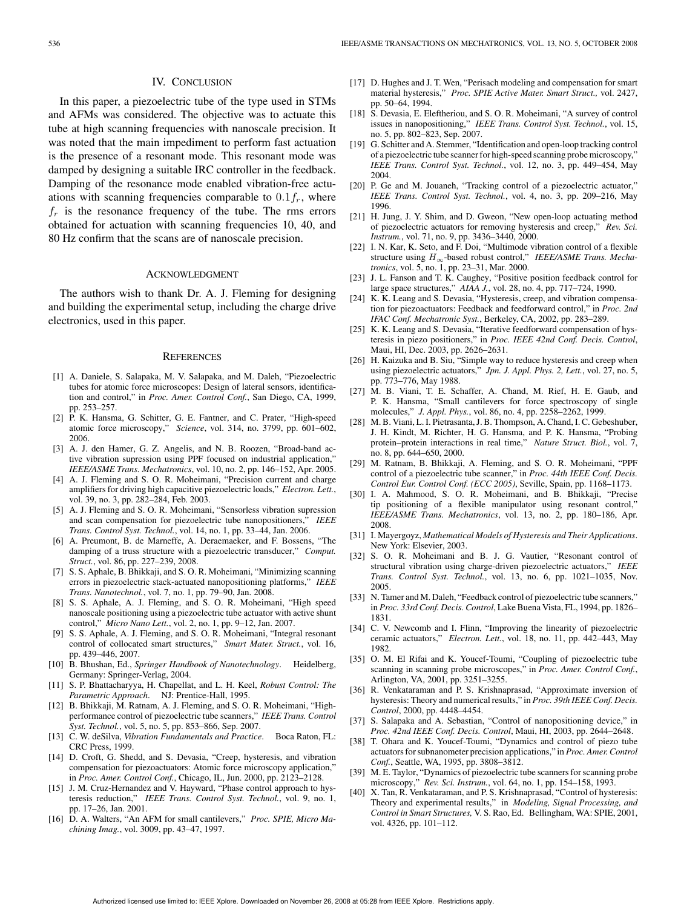## IV. Conclusion

In this paper, a piezoelectric tube of the type used in STMs and AFMs was considered. The objective was to actuate this tube at high scanning frequencies with nanoscale precision. It was noted that the main impediment to perform fast actuation is the presence of a resonant mode. This resonant mode was damped by designing a suitable IRC controller in the feedback. Damping of the resonance mode enabled vibration-free actuations with scanning frequencies comparable to $0.1 f_r$, where $f_r$ is the resonance frequency of the tube. The rms errors obtained for actuation with scanning frequencies 10, 40, and 80 Hz confirm that the scans are of nanoscale precision.

## Acknowledgment

The authors wish to thank Dr. A. J. Fleming for designing and building the experimental setup, including the charge drive electronics, used in this paper.

## References

[1] A. Daniele, S. Salapaka, M. V. Salapaka, and M. Daleh, "Piezoelectric tubes for atomic force microscopes: Design of lateral sensors, identification and control," in *Proc. Amer. Control Conf.*, San Diego, CA, 1999, pp. 253–257.

[2] P. K. Hansma, G. Schitter, G. E. Fantner, and C. Prater, "High-speed atomic force microscopy," *Science*, vol. 314, no. 3799, pp. 601–602, 2006.

[3] A. J. den Hamer, G. Z. Angelis, and N. B. Roozen, "Broad-band active vibration supression using PPF focused on industrial application," *IEEE/ASME Trans. Mechatronics*, vol. 10, no. 2, pp. 146–152, Apr. 2005.

[4] A. J. Fleming and S. O. R. Moheimani, "Precision current and charge amplifiers for driving high capacitive piezoelectric loads," *Electron. Lett.*, vol. 39, no. 3, pp. 282–284, Feb. 2003.

[5] A. J. Fleming and S. O. R. Moheimani, "Sensorless vibration supression and scan compensation for piezoelectric tube nanopositioners," *IEEE Trans. Control Syst. Technol.*, vol. 14, no. 1, pp. 33–44, Jan. 2006.

[6] A. Preumont, B. de Marneffe, A. Deraemaeker, and F. Bossens, "The damping of a truss structure with a piezoelectric transducer," *Comput. Struct.*, vol. 86, pp. 227–239, 2008.

[7] S. S. Aphale, B. Bhikkaji, and S. O. R. Moheimani, "Minimizing scanning errors in piezoelectric stack-actuated nanopositioning platforms," *IEEE Trans. Nanotechnol.*, vol. 7, no. 1, pp. 79–90, Jan. 2008.

[8] S. S. Aphale, A. J. Fleming, and S. O. R. Moheimani, "High speed nanoscale positioning using a piezoelectric tube actuator with active shunt control," *Micro Nano Lett.*, vol. 2, no. 1, pp. 9–12, Jan. 2007.

[9] S. S. Aphale, A. J. Fleming, and S. O. R. Moheimani, "Integral resonant control of collocated smart structures," *Smart Mater. Struct.*, vol. 16, pp. 439–446, 2007.

[10] B. Bhushan, Ed., *Springer Handbook of Nanotechnology*. Heidelberg, Germany: Springer-Verlag, 2004.

[11] S. P. Bhattacharyya, H. Chapellat, and L. H. Keel, *Robust Control: The Parametric Approach*. NJ: Prentice-Hall, 1995.

[12] B. Bhikkaji, M. Ratnam, A. J. Fleming, and S. O. R. Moheimani, "High-performance control of piezoelectric tube scanners," *IEEE Trans. Control Syst. Technol.*, vol. 5, no. 5, pp. 853–866, Sep. 2007.

[13] C. W. deSilva, *Vibration Fundamentals and Practice*. Boca Raton, FL: CRC Press, 1999.

[14] D. Croft, G. Shedd, and S. Devasia, "Creep, hysteresis, and vibration compensation for piezoactuators: Atomic force microscopy application," in *Proc. Amer. Control Conf.*, Chicago, IL, Jun. 2000, pp. 2123–2128.

[15] J. M. Cruz-Hernandez and V. Hayward, "Phase control approach to hysteresis reduction," *IEEE Trans. Control Syst. Technol.*, vol. 9, no. 1, pp. 17–26, Jan. 2001.

[16] D. A. Walters, "An AFM for small cantilevers," *Proc. SPIE, Micro Machining Imag.*, vol. 3009, pp. 43–47, 1997.

[17] D. Hughes and J. T. Wen, "Perisach modeling and compensation for smart material hysteresis," *Proc. SPIE Active Mater. Smart Struct.,* vol. 2427, pp. 50–64, 1994.

[18] S. Devasia, E. Eleftheriou, and S. O. R. Moheimani, "A survey of control issues in nanopositioning," *IEEE Trans. Control Syst. Technol.*, vol. 15, no. 5, pp. 802–823, Sep. 2007.

[19] G. Schitter and A. Stemmer, "Identification and open-loop tracking control of a piezoelectric tube scanner for high-speed scanning probe microscopy," *IEEE Trans. Control Syst. Technol.*, vol. 12, no. 3, pp. 449–454, May 2004.

[20] P. Ge and M. Jouaneh, "Tracking control of a piezoelectric actuator," *IEEE Trans. Control Syst. Technol.*, vol. 4, no. 3, pp. 209–216, May 1996.

[21] H. Jung, J. Y. Shim, and D. Gweon, "New open-loop actuating method of piezoelectric actuators for removing hysteresis and creep," *Rev. Sci. Instrum.*, vol. 71, no. 9, pp. 3436–3440, 2000.

[22] I. N. Kar, K. Seto, and F. Doi, "Multimode vibration control of a flexible structure using $H_\infty$-based robust control," *IEEE/ASME Trans. Mechatronics*, vol. 5, no. 1, pp. 23–31, Mar. 2000.

[23] J. L. Fanson and T. K. Caughey, "Positive position feedback control for large space structures," *AIAA J.*, vol. 28, no. 4, pp. 717–724, 1990.

[24] K. K. Leang and S. Devasia, "Hysteresis, creep, and vibration compensation for piezoactuators: Feedback and feedforward control," in *Proc. 2nd IFAC Conf. Mechatronic Syst.*, Berkeley, CA, 2002, pp. 283–289.

[25] K. K. Leang and S. Devasia, "Iterative feedforward compensation of hysteresis in piezo positioners," in *Proc. IEEE 42nd Conf. Decis. Control*, Maui, HI, Dec. 2003, pp. 2626–2631.

[26] H. Kaizuka and B. Siu, "Simple way to reduce hysteresis and creep when using piezoelectric actuators," *Jpn. J. Appl. Phys. 2, Lett.*, vol. 27, no. 5, pp. 773–776, May 1988.

[27] M. B. Viani, T. E. Schaffer, A. Chand, M. Rief, H. E. Gaub, and P. K. Hansma, "Small cantilevers for force spectroscopy of single molecules," *J. Appl. Phys.*, vol. 86, no. 4, pp. 2258–2262, 1999.

[28] M. B. Viani, L. I. Pietrasanta, J. B. Thompson, A. Chand, I. C. Gebeshuber, J. H. Kindt, M. Richter, H. G. Hansma, and P. K. Hansma, "Probing protein–protein interactions in real time," *Nature Struct. Biol.*, vol. 7, no. 8, pp. 644–650, 2000.

[29] M. Ratnam, B. Bhikkaji, A. Fleming, and S. O. R. Moheimani, "PPF control of a piezoelectric tube scanner," in *Proc. 44th IEEE Conf. Decis. Control Eur. Control Conf. (ECC 2005)*, Seville, Spain, pp. 1168–1173.

[30] I. A. Mahmood, S. O. R. Moheimani, and B. Bhikkaji, "Precise tip positioning of a flexible manipulator using resonant control," *IEEE/ASME Trans. Mechatronics*, vol. 13, no. 2, pp. 180–186, Apr. 2008.

[31] I. Mayergoyz, *Mathematical Models of Hysteresis and Their Applications*. New York: Elsevier, 2003.

[32] S. O. R. Moheimani and B. J. G. Vautier, "Resonant control of structural vibration using charge-driven piezoelectric actuators," *IEEE Trans. Control Syst. Technol.*, vol. 13, no. 6, pp. 1021–1035, Nov. 2005.

[33] N. Tamer and M. Daleh, "Feedback control of piezoelectric tube scanners," in *Proc. 33rd Conf. Decis. Control*, Lake Buena Vista, FL, 1994, pp. 1826–1831.

[34] C. V. Newcomb and I. Flinn, "Improving the linearity of piezoelectric ceramic actuators," *Electron. Lett.*, vol. 18, no. 11, pp. 442–443, May 1982.

[35] O. M. El Rifai and K. Youcef-Toumi, "Coupling of piezoelectric tube scanning in scanning probe microscopes," in *Proc. Amer. Control Conf.*, Arlington, VA, 2001, pp. 3251–3255.

[36] R. Venkataraman and P. S. Krishnaprasad, "Approximate inversion of hysteresis: Theory and numerical results," in *Proc. 39th IEEE Conf. Decis. Control*, 2000, pp. 4448–4454.

[37] S. Salapaka and A. Sebastian, "Control of nanopositioning device," in *Proc. 42nd IEEE Conf. Decis. Control*, Maui, HI, 2003, pp. 2644–2648.

[38] T. Ohara and K. Youcef-Toumi, "Dynamics and control of piezo tube actuators for subnanometer precision applications," in *Proc. Amer. Control Conf.*, Seattle, WA, 1995, pp. 3808–3812.

[39] M. E. Taylor, "Dynamics of piezoelectric tube scanners for scanning probe microscopy," *Rev. Sci. Instrum.*, vol. 64, no. 1, pp. 154–158, 1993.

[40] X. Tan, R. Venkataraman, and P. S. Krishnaprasad, "Control of hysteresis: Theory and experimental results," in *Modeling, Signal Processing, and Control in Smart Structures,* V. S. Rao, Ed. Bellingham, WA: SPIE, 2001, vol. 4326, pp. 101–112.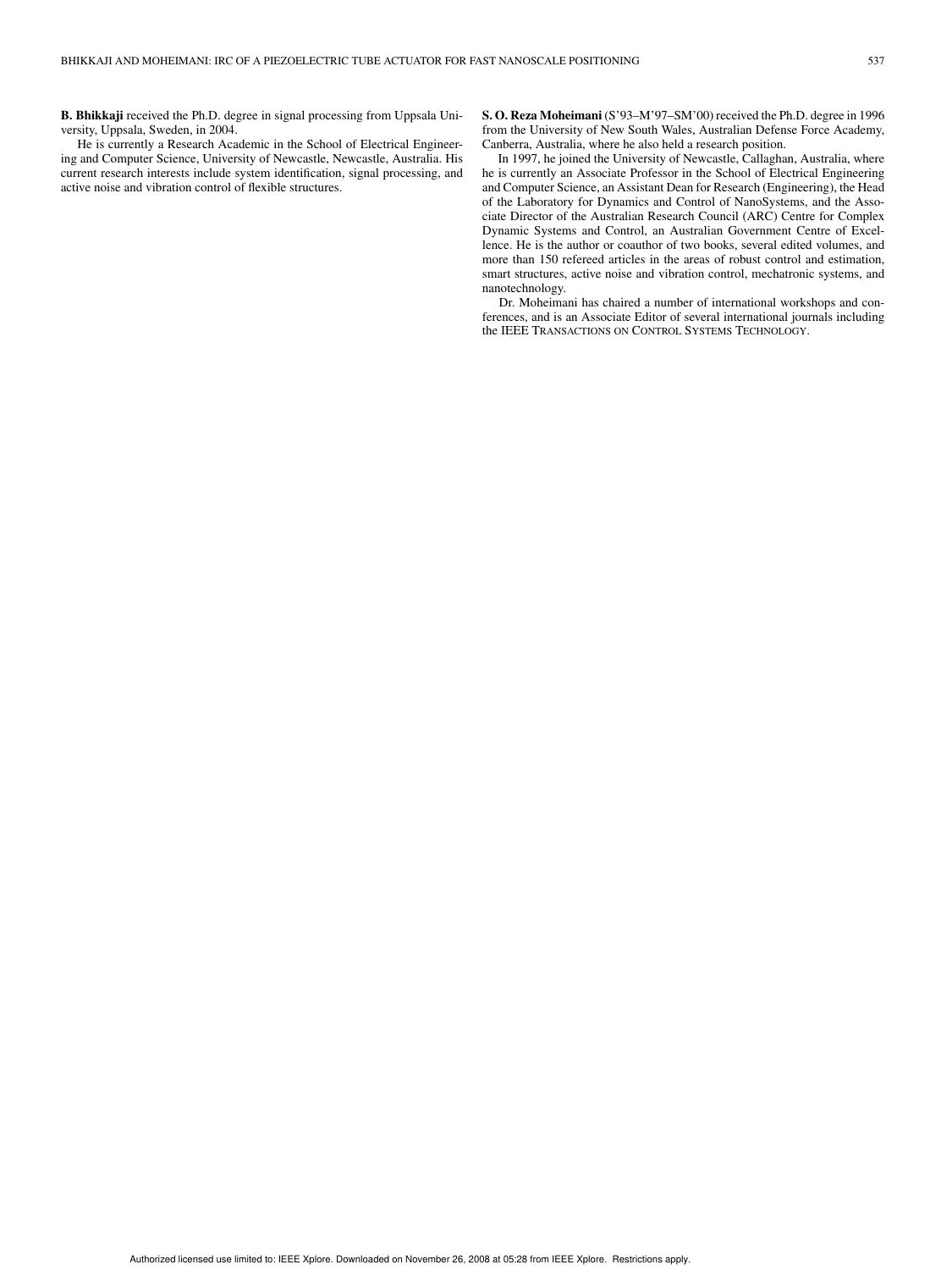**B. Bhikkaji** received the Ph.D. degree in signal processing from Uppsala University, Uppsala, Sweden, in 2004.

He is currently a Research Academic in the School of Electrical Engineering and Computer Science, University of Newcastle, Newcastle, Australia. His current research interests include system identification, signal processing, and active noise and vibration control of flexible structures.

**S. O. Reza Moheimani** (S'93–M'97–SM'00) received the Ph.D. degree in 1996 from the University of New South Wales, Australian Defense Force Academy, Canberra, Australia, where he also held a research position.

In 1997, he joined the University of Newcastle, Callaghan, Australia, where he is currently an Associate Professor in the School of Electrical Engineering and Computer Science, an Assistant Dean for Research (Engineering), the Head of the Laboratory for Dynamics and Control of NanoSystems, and the Associate Director of the Australian Research Council (ARC) Centre for Complex Dynamic Systems and Control, an Australian Government Centre of Excellence. He is the author or coauthor of two books, several edited volumes, and more than 150 refereed articles in the areas of robust control and estimation, smart structures, active noise and vibration control, mechatronic systems, and nanotechnology.

Dr. Moheimani has chaired a number of international workshops and conferences, and is an Associate Editor of several international journals including the IEEE TRANSACTIONS ON CONTROL SYSTEMS TECHNOLOGY.